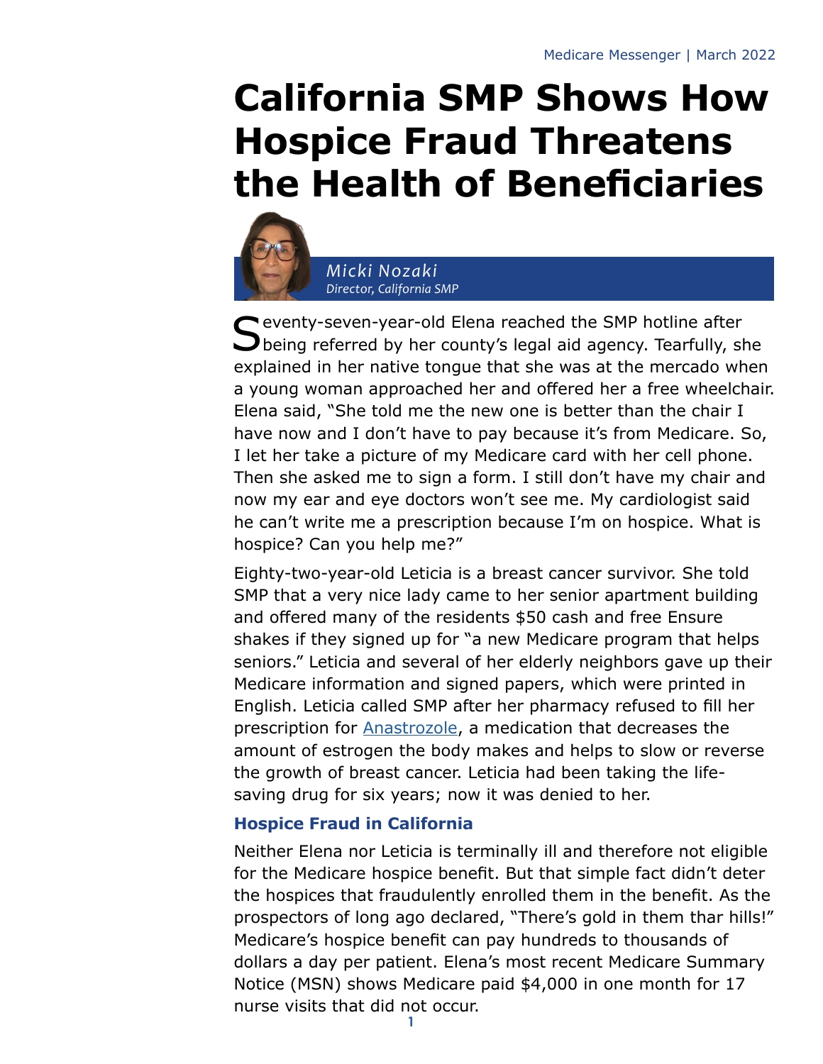# California SMP Shows How Hospice Fraud Threatens the Health of Beneficiaries

*Micki Nozaki*
*Director, California SMP*

Seventy-seven-year-old Elena reached the SMP hotline after being referred by her county's legal aid agency. Tearfully, she explained in her native tongue that she was at the mercado when a young woman approached her and offered her a free wheelchair. Elena said, "She told me the new one is better than the chair I have now and I don't have to pay because it's from Medicare. So, I let her take a picture of my Medicare card with her cell phone. Then she asked me to sign a form. I still don't have my chair and now my ear and eye doctors won't see me. My cardiologist said he can't write me a prescription because I'm on hospice. What is hospice? Can you help me?"

Eighty-two-year-old Leticia is a breast cancer survivor. She told SMP that a very nice lady came to her senior apartment building and offered many of the residents $50 cash and free Ensure shakes if they signed up for "a new Medicare program that helps seniors." Leticia and several of her elderly neighbors gave up their Medicare information and signed papers, which were printed in English. Leticia called SMP after her pharmacy refused to fill her prescription for Anastrozole, a medication that decreases the amount of estrogen the body makes and helps to slow or reverse the growth of breast cancer. Leticia had been taking the life-saving drug for six years; now it was denied to her.

### Hospice Fraud in California

Neither Elena nor Leticia is terminally ill and therefore not eligible for the Medicare hospice benefit. But that simple fact didn't deter the hospices that fraudulently enrolled them in the benefit. As the prospectors of long ago declared, "There's gold in them thar hills!" Medicare's hospice benefit can pay hundreds to thousands of dollars a day per patient. Elena's most recent Medicare Summary Notice (MSN) shows Medicare paid $4,000 in one month for 17 nurse visits that did not occur.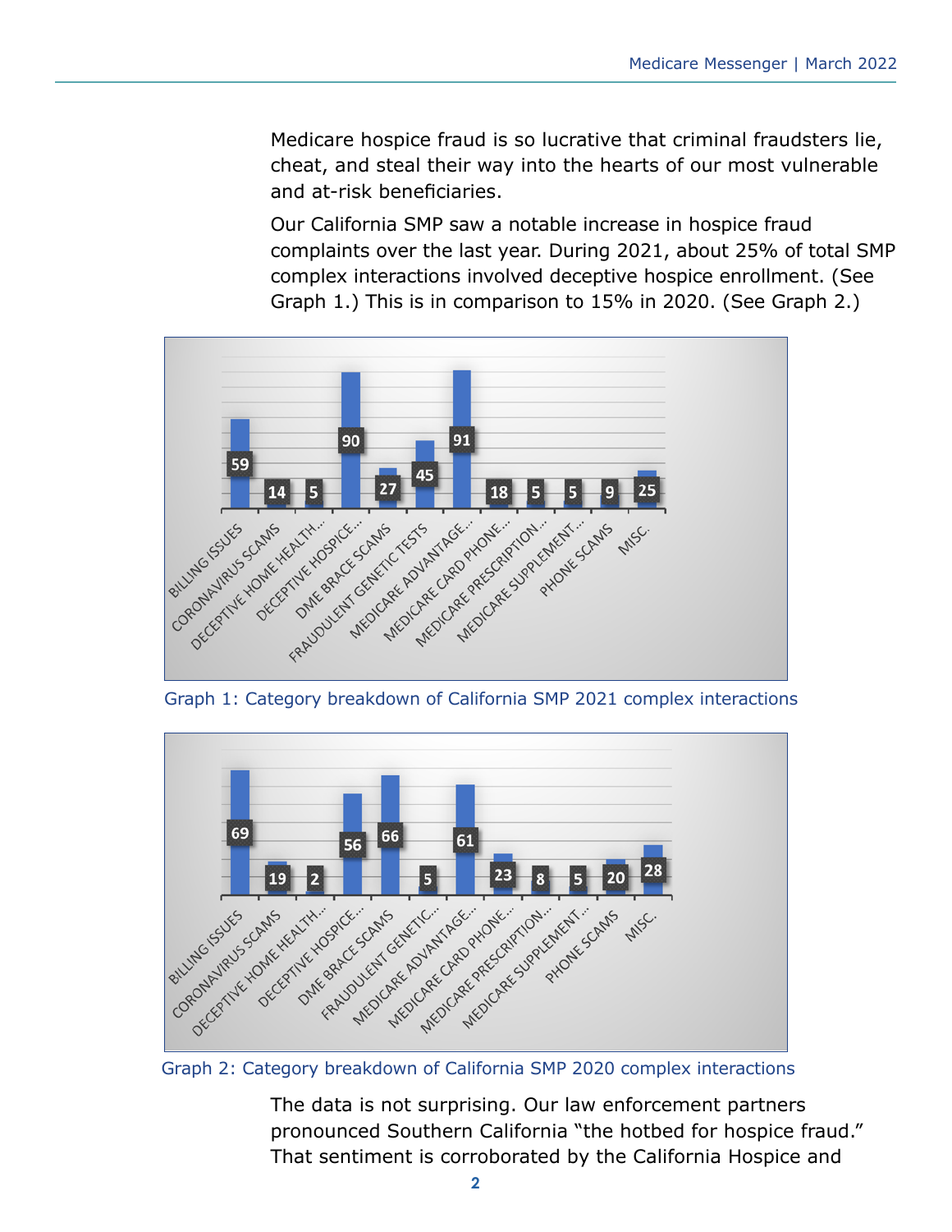Medicare hospice fraud is so lucrative that criminal fraudsters lie, cheat, and steal their way into the hearts of our most vulnerable and at-risk beneficiaries.

Our California SMP saw a notable increase in hospice fraud complaints over the last year. During 2021, about 25% of total SMP complex interactions involved deceptive hospice enrollment. (See Graph 1.) This is in comparison to 15% in 2020. (See Graph 2.)

| Category | Count |
|---|---|
| BILLING ISSUES | 59 |
| CORONAVIRUS SCAMS | 14 |
| DECEPTIVE HOME HEALTH… | 5 |
| DECEPTIVE HOSPICE… | 90 |
| DME BRACE SCAMS | 27 |
| FRAUDULENT GENETIC TESTS | 45 |
| MEDICARE ADVANTAGE… | 91 |
| MEDICARE CARD PHONE… | 18 |
| MEDICARE PRESCRIPTION… | 5 |
| MEDICARE SUPPLEMENT… | 5 |
| PHONE SCAMS | 9 |
| MISC. | 25 |

Graph 1: Category breakdown of California SMP 2021 complex interactions

| Category | Count |
|---|---|
| BILLING ISSUES | 69 |
| CORONAVIRUS SCAMS | 19 |
| DECEPTIVE HOME HEALTH… | 2 |
| DECEPTIVE HOSPICE… | 56 |
| DME BRACE SCAMS | 66 |
| FRAUDULENT GENETIC… | 5 |
| MEDICARE ADVANTAGE… | 61 |
| MEDICARE CARD PHONE… | 23 |
| MEDICARE PRESCRIPTION… | 8 |
| MEDICARE SUPPLEMENT… | 5 |
| PHONE SCAMS | 20 |
| MISC. | 28 |

Graph 2: Category breakdown of California SMP 2020 complex interactions

The data is not surprising. Our law enforcement partners pronounced Southern California "the hotbed for hospice fraud." That sentiment is corroborated by the California Hospice and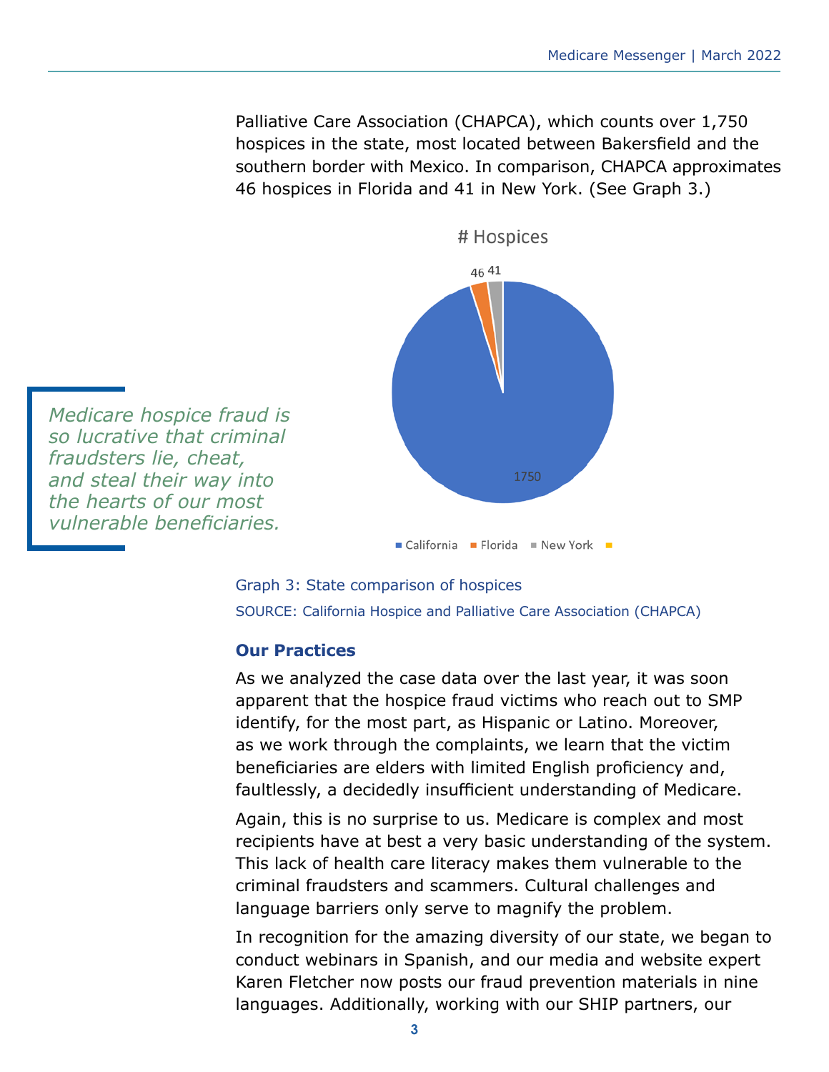Palliative Care Association (CHAPCA), which counts over 1,750 hospices in the state, most located between Bakersfield and the southern border with Mexico. In comparison, CHAPCA approximates 46 hospices in Florida and 41 in New York. (See Graph 3.)

*Medicare hospice fraud is so lucrative that criminal fraudsters lie, cheat, and steal their way into the hearts of our most vulnerable beneficiaries.*

| State | # Hospices |
|---|---|
| California | 1750 |
| Florida | 46 |
| New York | 41 |

Graph 3: State comparison of hospices

SOURCE: California Hospice and Palliative Care Association (CHAPCA)

### Our Practices

As we analyzed the case data over the last year, it was soon apparent that the hospice fraud victims who reach out to SMP identify, for the most part, as Hispanic or Latino. Moreover, as we work through the complaints, we learn that the victim beneficiaries are elders with limited English proficiency and, faultlessly, a decidedly insufficient understanding of Medicare.

Again, this is no surprise to us. Medicare is complex and most recipients have at best a very basic understanding of the system. This lack of health care literacy makes them vulnerable to the criminal fraudsters and scammers. Cultural challenges and language barriers only serve to magnify the problem.

In recognition for the amazing diversity of our state, we began to conduct webinars in Spanish, and our media and website expert Karen Fletcher now posts our fraud prevention materials in nine languages. Additionally, working with our SHIP partners, our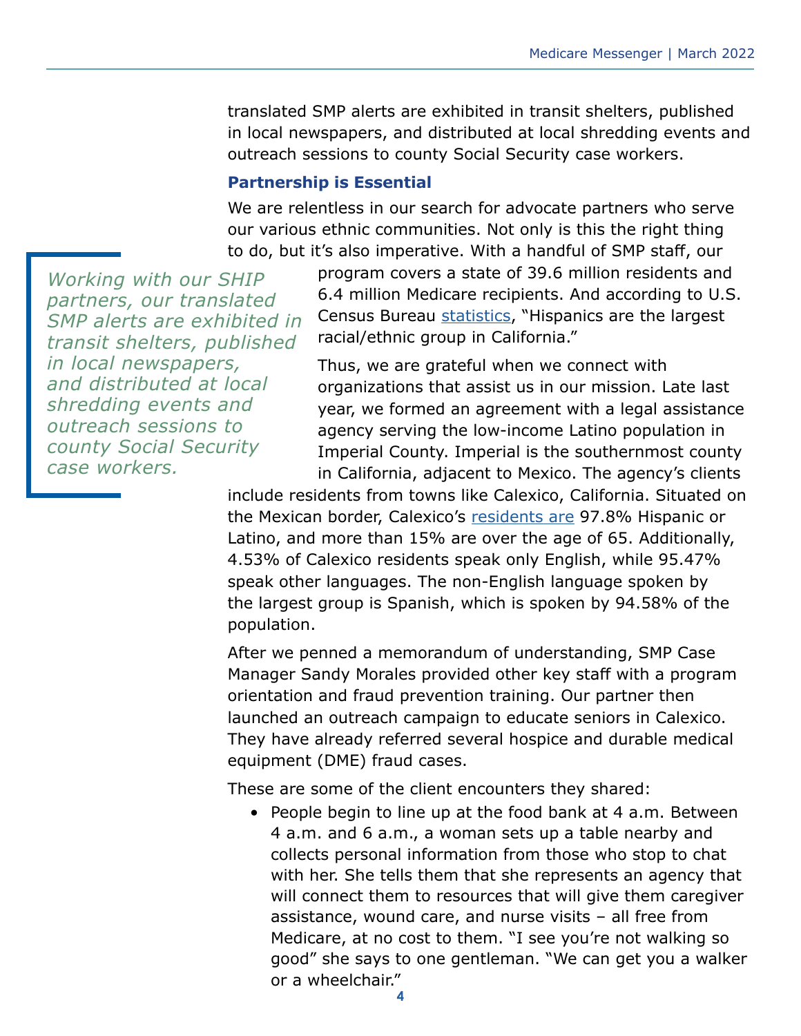translated SMP alerts are exhibited in transit shelters, published in local newspapers, and distributed at local shredding events and outreach sessions to county Social Security case workers.

### Partnership is Essential

We are relentless in our search for advocate partners who serve our various ethnic communities. Not only is this the right thing to do, but it's also imperative. With a handful of SMP staff, our program covers a state of 39.6 million residents and 6.4 million Medicare recipients. And according to U.S. Census Bureau [statistics](), "Hispanics are the largest racial/ethnic group in California."

> *Working with our SHIP partners, our translated SMP alerts are exhibited in transit shelters, published in local newspapers, and distributed at local shredding events and outreach sessions to county Social Security case workers.*

Thus, we are grateful when we connect with organizations that assist us in our mission. Late last year, we formed an agreement with a legal assistance agency serving the low-income Latino population in Imperial County. Imperial is the southernmost county in California, adjacent to Mexico. The agency's clients include residents from towns like Calexico, California. Situated on the Mexican border, Calexico's [residents are]() 97.8% Hispanic or Latino, and more than 15% are over the age of 65. Additionally, 4.53% of Calexico residents speak only English, while 95.47% speak other languages. The non-English language spoken by the largest group is Spanish, which is spoken by 94.58% of the population.

After we penned a memorandum of understanding, SMP Case Manager Sandy Morales provided other key staff with a program orientation and fraud prevention training. Our partner then launched an outreach campaign to educate seniors in Calexico. They have already referred several hospice and durable medical equipment (DME) fraud cases.

These are some of the client encounters they shared:

- People begin to line up at the food bank at 4 a.m. Between 4 a.m. and 6 a.m., a woman sets up a table nearby and collects personal information from those who stop to chat with her. She tells them that she represents an agency that will connect them to resources that will give them caregiver assistance, wound care, and nurse visits – all free from Medicare, at no cost to them. "I see you're not walking so good" she says to one gentleman. "We can get you a walker or a wheelchair."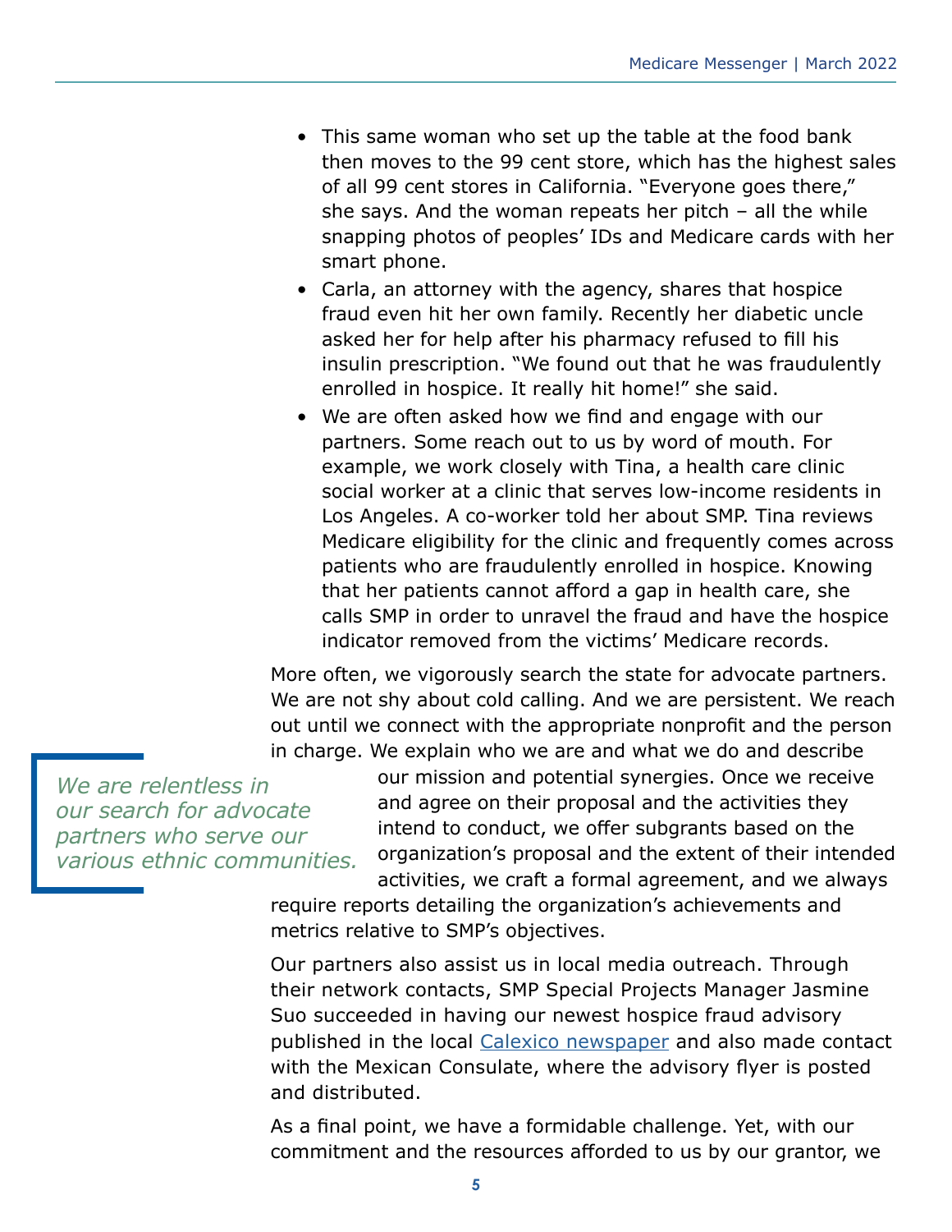- This same woman who set up the table at the food bank then moves to the 99 cent store, which has the highest sales of all 99 cent stores in California. "Everyone goes there," she says. And the woman repeats her pitch – all the while snapping photos of peoples' IDs and Medicare cards with her smart phone.
- Carla, an attorney with the agency, shares that hospice fraud even hit her own family. Recently her diabetic uncle asked her for help after his pharmacy refused to fill his insulin prescription. "We found out that he was fraudulently enrolled in hospice. It really hit home!" she said.
- We are often asked how we find and engage with our partners. Some reach out to us by word of mouth. For example, we work closely with Tina, a health care clinic social worker at a clinic that serves low-income residents in Los Angeles. A co-worker told her about SMP. Tina reviews Medicare eligibility for the clinic and frequently comes across patients who are fraudulently enrolled in hospice. Knowing that her patients cannot afford a gap in health care, she calls SMP in order to unravel the fraud and have the hospice indicator removed from the victims' Medicare records.

More often, we vigorously search the state for advocate partners. We are not shy about cold calling. And we are persistent. We reach out until we connect with the appropriate nonprofit and the person in charge. We explain who we are and what we do and describe our mission and potential synergies. Once we receive and agree on their proposal and the activities they intend to conduct, we offer subgrants based on the organization's proposal and the extent of their intended activities, we craft a formal agreement, and we always require reports detailing the organization's achievements and metrics relative to SMP's objectives.

> *We are relentless in our search for advocate partners who serve our various ethnic communities.*

Our partners also assist us in local media outreach. Through their network contacts, SMP Special Projects Manager Jasmine Suo succeeded in having our newest hospice fraud advisory published in the local [Calexico newspaper] and also made contact with the Mexican Consulate, where the advisory flyer is posted and distributed.

As a final point, we have a formidable challenge. Yet, with our commitment and the resources afforded to us by our grantor, we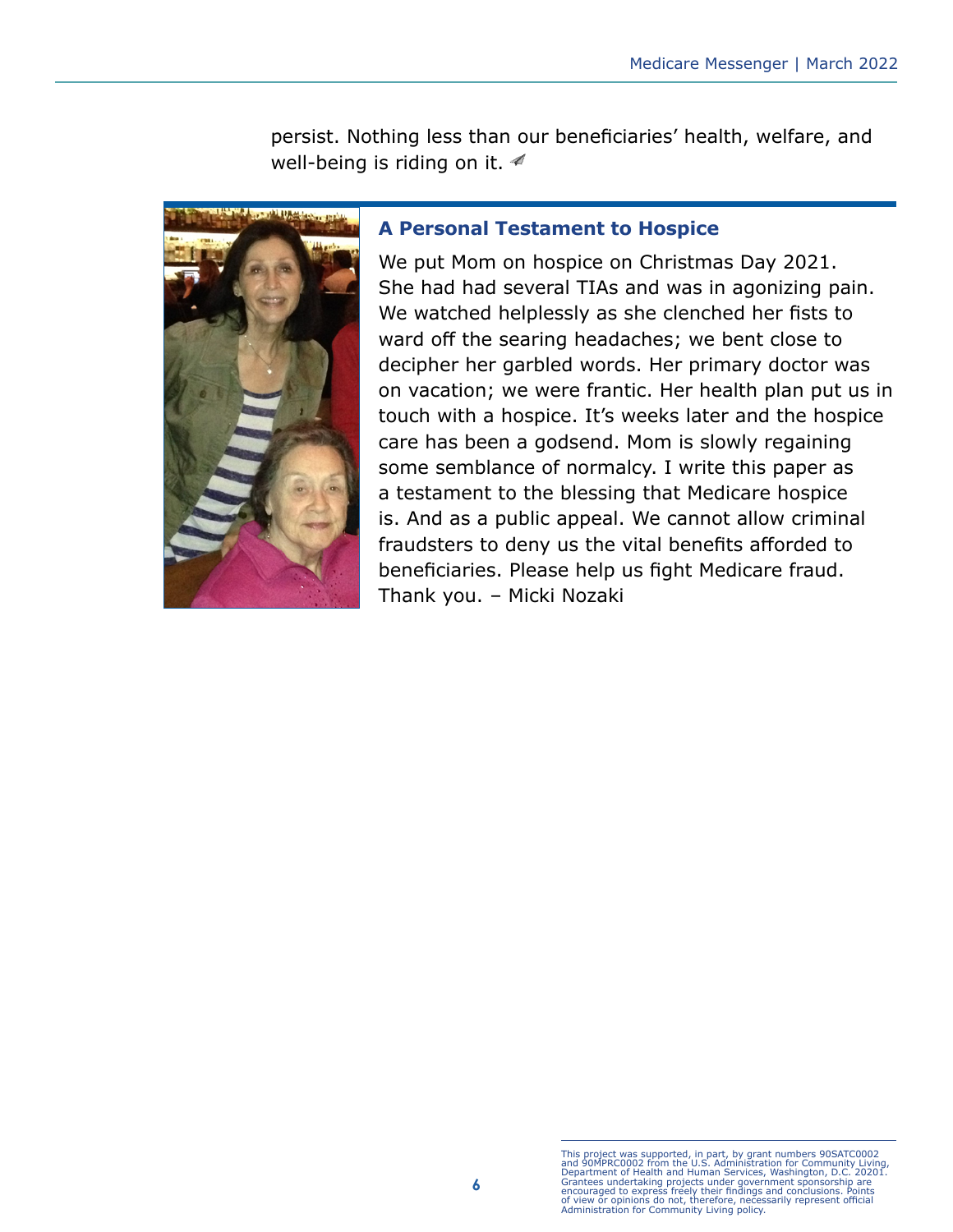persist. Nothing less than our beneficiaries' health, welfare, and well-being is riding on it.

### A Personal Testament to Hospice

We put Mom on hospice on Christmas Day 2021. She had had several TIAs and was in agonizing pain. We watched helplessly as she clenched her fists to ward off the searing headaches; we bent close to decipher her garbled words. Her primary doctor was on vacation; we were frantic. Her health plan put us in touch with a hospice. It's weeks later and the hospice care has been a godsend. Mom is slowly regaining some semblance of normalcy. I write this paper as a testament to the blessing that Medicare hospice is. And as a public appeal. We cannot allow criminal fraudsters to deny us the vital benefits afforded to beneficiaries. Please help us fight Medicare fraud. Thank you. – Micki Nozaki

This project was supported, in part, by grant numbers 90SATC0002 and 90MPRC0002 from the U.S. Administration for Community Living, Department of Health and Human Services, Washington, D.C. 20201. Grantees undertaking projects under government sponsorship are encouraged to express freely their findings and conclusions. Points of view or opinions do not, therefore, necessarily represent official Administration for Community Living policy.